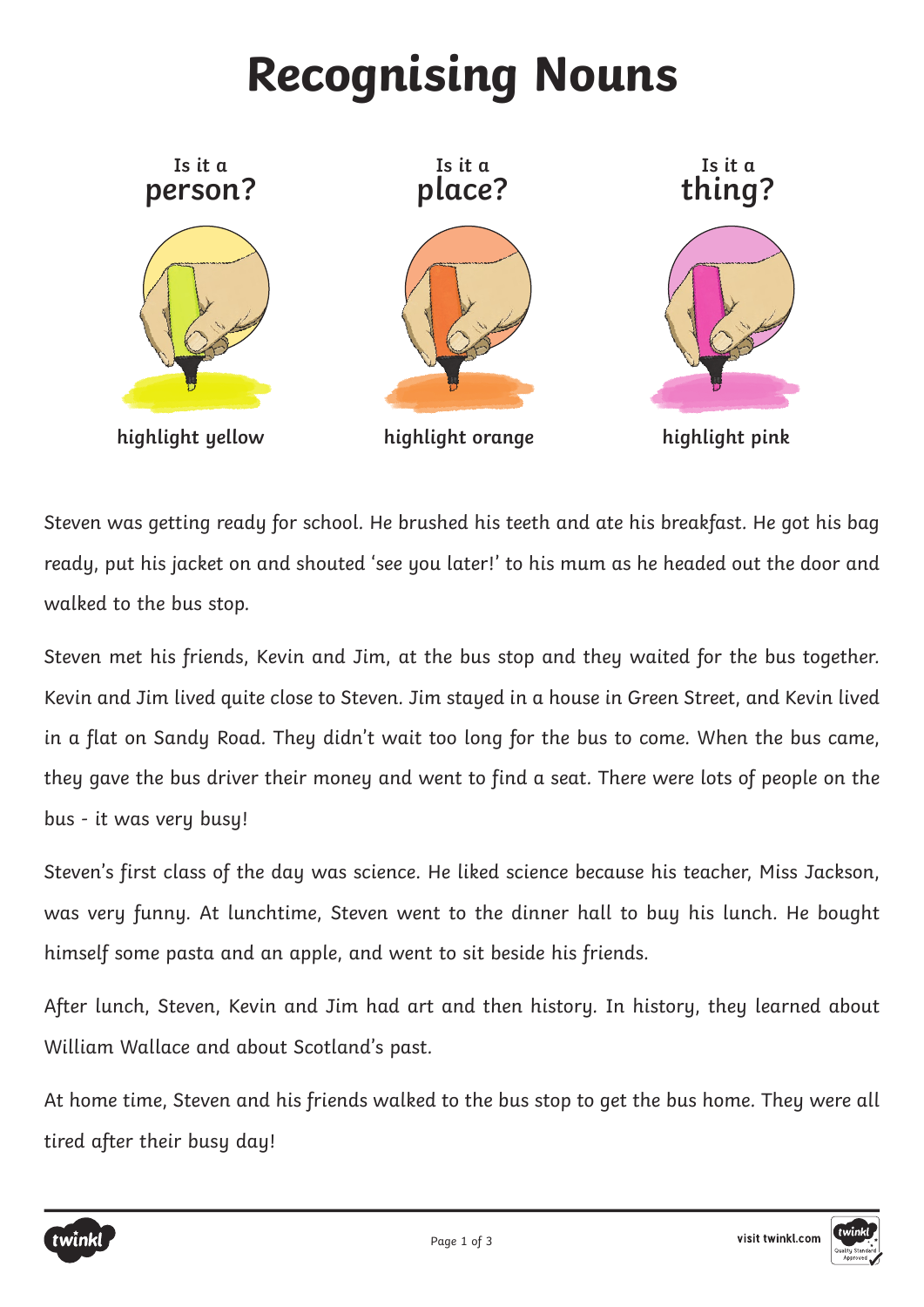# Recognising Nouns

| Is it a **person?** | Is it a **place?** | Is it a **thing?** |
| --- | --- | --- |
| **highlight yellow** | **highlight orange** | **highlight pink** |

Steven was getting ready for school. He brushed his teeth and ate his breakfast. He got his bag ready, put his jacket on and shouted 'see you later!' to his mum as he headed out the door and walked to the bus stop.

Steven met his friends, Kevin and Jim, at the bus stop and they waited for the bus together. Kevin and Jim lived quite close to Steven. Jim stayed in a house in Green Street, and Kevin lived in a flat on Sandy Road. They didn't wait too long for the bus to come. When the bus came, they gave the bus driver their money and went to find a seat. There were lots of people on the bus - it was very busy!

Steven's first class of the day was science. He liked science because his teacher, Miss Jackson, was very funny. At lunchtime, Steven went to the dinner hall to buy his lunch. He bought himself some pasta and an apple, and went to sit beside his friends.

After lunch, Steven, Kevin and Jim had art and then history. In history, they learned about William Wallace and about Scotland's past.

At home time, Steven and his friends walked to the bus stop to get the bus home. They were all tired after their busy day!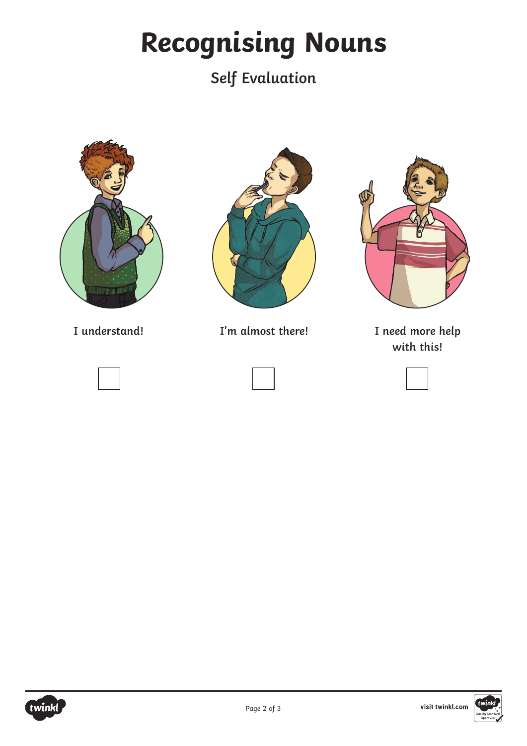# Recognising Nouns

## Self Evaluation

| I understand! | I'm almost there! | I need more help with this! |
| --- | --- | --- |
| ☐ | ☐ | ☐ |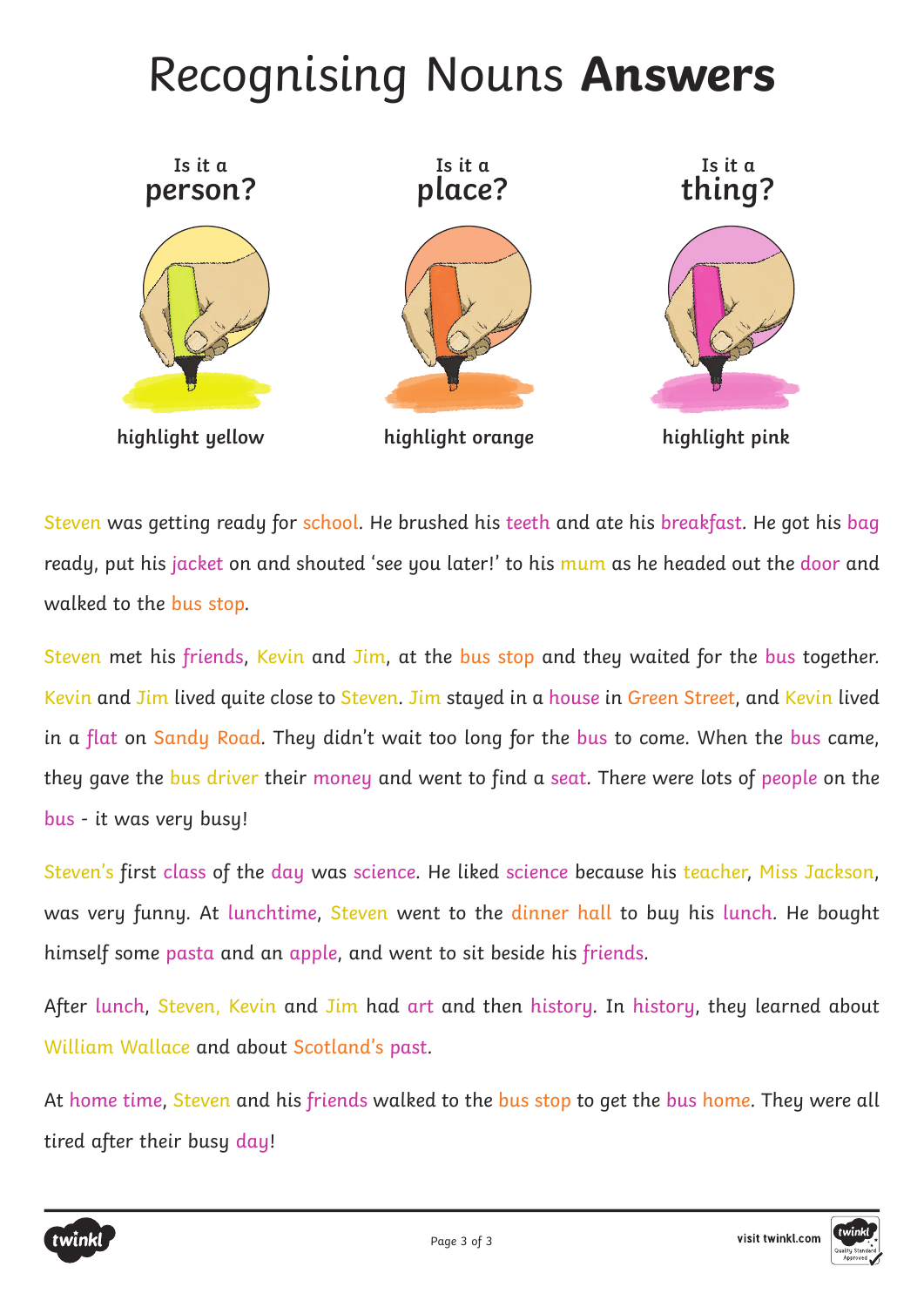# Recognising Nouns **Answers**

Is it a **person?**

**highlight yellow**

Is it a **place?**

**highlight orange**

Is it a **thing?**

**highlight pink**

Steven was getting ready for school. He brushed his teeth and ate his breakfast. He got his bag ready, put his jacket on and shouted 'see you later!' to his mum as he headed out the door and walked to the bus stop.

Steven met his friends, Kevin and Jim, at the bus stop and they waited for the bus together. Kevin and Jim lived quite close to Steven. Jim stayed in a house in Green Street, and Kevin lived in a flat on Sandy Road. They didn't wait too long for the bus to come. When the bus came, they gave the bus driver their money and went to find a seat. There were lots of people on the bus - it was very busy!

Steven's first class of the day was science. He liked science because his teacher, Miss Jackson, was very funny. At lunchtime, Steven went to the dinner hall to buy his lunch. He bought himself some pasta and an apple, and went to sit beside his friends.

After lunch, Steven, Kevin and Jim had art and then history. In history, they learned about William Wallace and about Scotland's past.

At home time, Steven and his friends walked to the bus stop to get the bus home. They were all tired after their busy day!